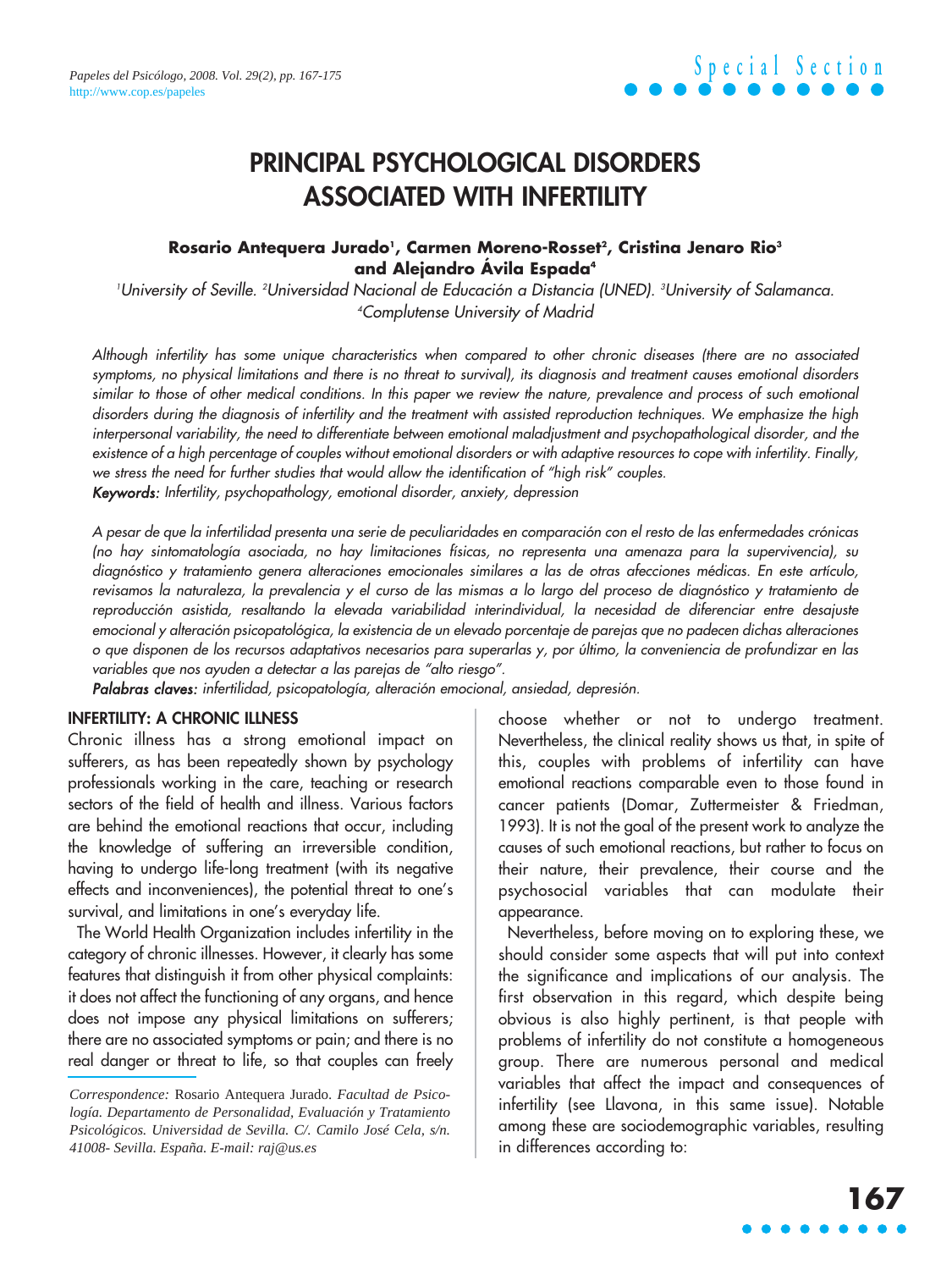# PRINCIPAL PSYCHOLOGICAL DISORDERS ASSOCIATED WITH INFERTILITY

**Rosario Antequera Jurado[1], Carmen Moreno-Rosset[2], Cristina Jenaro Rio[3] and Alejandro Ávila Espada[4]**

*[1]University of Seville. [2]Universidad Nacional de Educación a Distancia (UNED). [3]University of Salamanca. [4]Complutense University of Madrid*

*Although infertility has some unique characteristics when compared to other chronic diseases (there are no associated symptoms, no physical limitations and there is no threat to survival), its diagnosis and treatment causes emotional disorders similar to those of other medical conditions. In this paper we review the nature, prevalence and process of such emotional disorders during the diagnosis of infertility and the treatment with assisted reproduction techniques. We emphasize the high interpersonal variability, the need to differentiate between emotional maladjustment and psychopathological disorder, and the existence of a high percentage of couples without emotional disorders or with adaptive resources to cope with infertility. Finally, we stress the need for further studies that would allow the identification of "high risk" couples.*

***Keywords:*** *Infertility, psychopathology, emotional disorder, anxiety, depression*

*A pesar de que la infertilidad presenta una serie de peculiaridades en comparación con el resto de las enfermedades crónicas (no hay sintomatología asociada, no hay limitaciones físicas, no representa una amenaza para la supervivencia), su diagnóstico y tratamiento genera alteraciones emocionales similares a las de otras afecciones médicas. En este artículo, revisamos la naturaleza, la prevalencia y el curso de las mismas a lo largo del proceso de diagnóstico y tratamiento de reproducción asistida, resaltando la elevada variabilidad interindividual, la necesidad de diferenciar entre desajuste emocional y alteración psicopatológica, la existencia de un elevado porcentaje de parejas que no padecen dichas alteraciones o que disponen de los recursos adaptativos necesarios para superarlas y, por último, la conveniencia de profundizar en las variables que nos ayuden a detectar a las parejas de "alto riesgo".*

***Palabras claves:*** *infertilidad, psicopatología, alteración emocional, ansiedad, depresión.*

## INFERTILITY: A CHRONIC ILLNESS

Chronic illness has a strong emotional impact on sufferers, as has been repeatedly shown by psychology professionals working in the care, teaching or research sectors of the field of health and illness. Various factors are behind the emotional reactions that occur, including the knowledge of suffering an irreversible condition, having to undergo life-long treatment (with its negative effects and inconveniences), the potential threat to one's survival, and limitations in one's everyday life.

The World Health Organization includes infertility in the category of chronic illnesses. However, it clearly has some features that distinguish it from other physical complaints: it does not affect the functioning of any organs, and hence does not impose any physical limitations on sufferers; there are no associated symptoms or pain; and there is no real danger or threat to life, so that couples can freely choose whether or not to undergo treatment. Nevertheless, the clinical reality shows us that, in spite of this, couples with problems of infertility can have emotional reactions comparable even to those found in cancer patients (Domar, Zuttermeister & Friedman, 1993). It is not the goal of the present work to analyze the causes of such emotional reactions, but rather to focus on their nature, their prevalence, their course and the psychosocial variables that can modulate their appearance.

Nevertheless, before moving on to exploring these, we should consider some aspects that will put into context the significance and implications of our analysis. The first observation in this regard, which despite being obvious is also highly pertinent, is that people with problems of infertility do not constitute a homogeneous group. There are numerous personal and medical variables that affect the impact and consequences of infertility (see Llavona, in this same issue). Notable among these are sociodemographic variables, resulting in differences according to:

*Correspondence:* Rosario Antequera Jurado. *Facultad de Psicología. Departamento de Personalidad, Evaluación y Tratamiento Psicológicos. Universidad de Sevilla. C/. Camilo José Cela, s/n. 41008- Sevilla. España. E-mail: raj@us.es*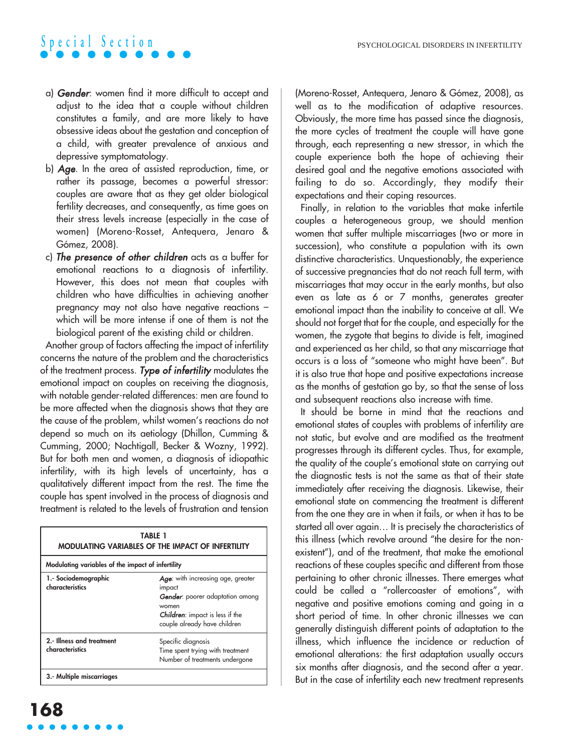a) ***Gender***: women find it more difficult to accept and adjust to the idea that a couple without children constitutes a family, and are more likely to have obsessive ideas about the gestation and conception of a child, with greater prevalence of anxious and depressive symptomatology.
b) ***Age***. In the area of assisted reproduction, time, or rather its passage, becomes a powerful stressor: couples are aware that as they get older biological fertility decreases, and consequently, as time goes on their stress levels increase (especially in the case of women) (Moreno-Rosset, Antequera, Jenaro & Gómez, 2008).
c) ***The presence of other children*** acts as a buffer for emotional reactions to a diagnosis of infertility. However, this does not mean that couples with children who have difficulties in achieving another pregnancy may not also have negative reactions – which will be more intense if one of them is not the biological parent of the existing child or children.

Another group of factors affecting the impact of infertility concerns the nature of the problem and the characteristics of the treatment process. ***Type of infertility*** modulates the emotional impact on couples on receiving the diagnosis, with notable gender-related differences: men are found to be more affected when the diagnosis shows that they are the cause of the problem, whilst women's reactions do not depend so much on its aetiology (Dhillon, Cumming & Cumming, 2000; Nachtigall, Becker & Wozny, 1992). But for both men and women, a diagnosis of idiopathic infertility, with its high levels of uncertainty, has a qualitatively different impact from the rest. The time the couple has spent involved in the process of diagnosis and treatment is related to the levels of frustration and tension

**TABLE 1**
**MODULATING VARIABLES OF THE IMPACT OF INFERTILITY**

| Modulating variables of the impact of infertility | |
|---|---|
| **1.- Sociodemographic characteristics** | ***Age***: with increasing age, greater impact<br>***Gender***: poorer adaptation among women<br>***Children***: impact is less if the couple already have children |
| **2.- Illness and treatment characteristics** | Specific diagnosis<br>Time spent trying with treatment<br>Number of treatments undergone |
| **3.- Multiple miscarriages** | |

(Moreno-Rosset, Antequera, Jenaro & Gómez, 2008), as well as to the modification of adaptive resources. Obviously, the more time has passed since the diagnosis, the more cycles of treatment the couple will have gone through, each representing a new stressor, in which the couple experience both the hope of achieving their desired goal and the negative emotions associated with failing to do so. Accordingly, they modify their expectations and their coping resources.

Finally, in relation to the variables that make infertile couples a heterogeneous group, we should mention women that suffer multiple miscarriages (two or more in succession), who constitute a population with its own distinctive characteristics. Unquestionably, the experience of successive pregnancies that do not reach full term, with miscarriages that may occur in the early months, but also even as late as 6 or 7 months, generates greater emotional impact than the inability to conceive at all. We should not forget that for the couple, and especially for the women, the zygote that begins to divide is felt, imagined and experienced as her child, so that any miscarriage that occurs is a loss of "someone who might have been". But it is also true that hope and positive expectations increase as the months of gestation go by, so that the sense of loss and subsequent reactions also increase with time.

It should be borne in mind that the reactions and emotional states of couples with problems of infertility are not static, but evolve and are modified as the treatment progresses through its different cycles. Thus, for example, the quality of the couple's emotional state on carrying out the diagnostic tests is not the same as that of their state immediately after receiving the diagnosis. Likewise, their emotional state on commencing the treatment is different from the one they are in when it fails, or when it has to be started all over again… It is precisely the characteristics of this illness (which revolve around "the desire for the non-existent"), and of the treatment, that make the emotional reactions of these couples specific and different from those pertaining to other chronic illnesses. There emerges what could be called a "rollercoaster of emotions", with negative and positive emotions coming and going in a short period of time. In other chronic illnesses we can generally distinguish different points of adaptation to the illness, which influence the incidence or reduction of emotional alterations: the first adaptation usually occurs six months after diagnosis, and the second after a year. But in the case of infertility each new treatment represents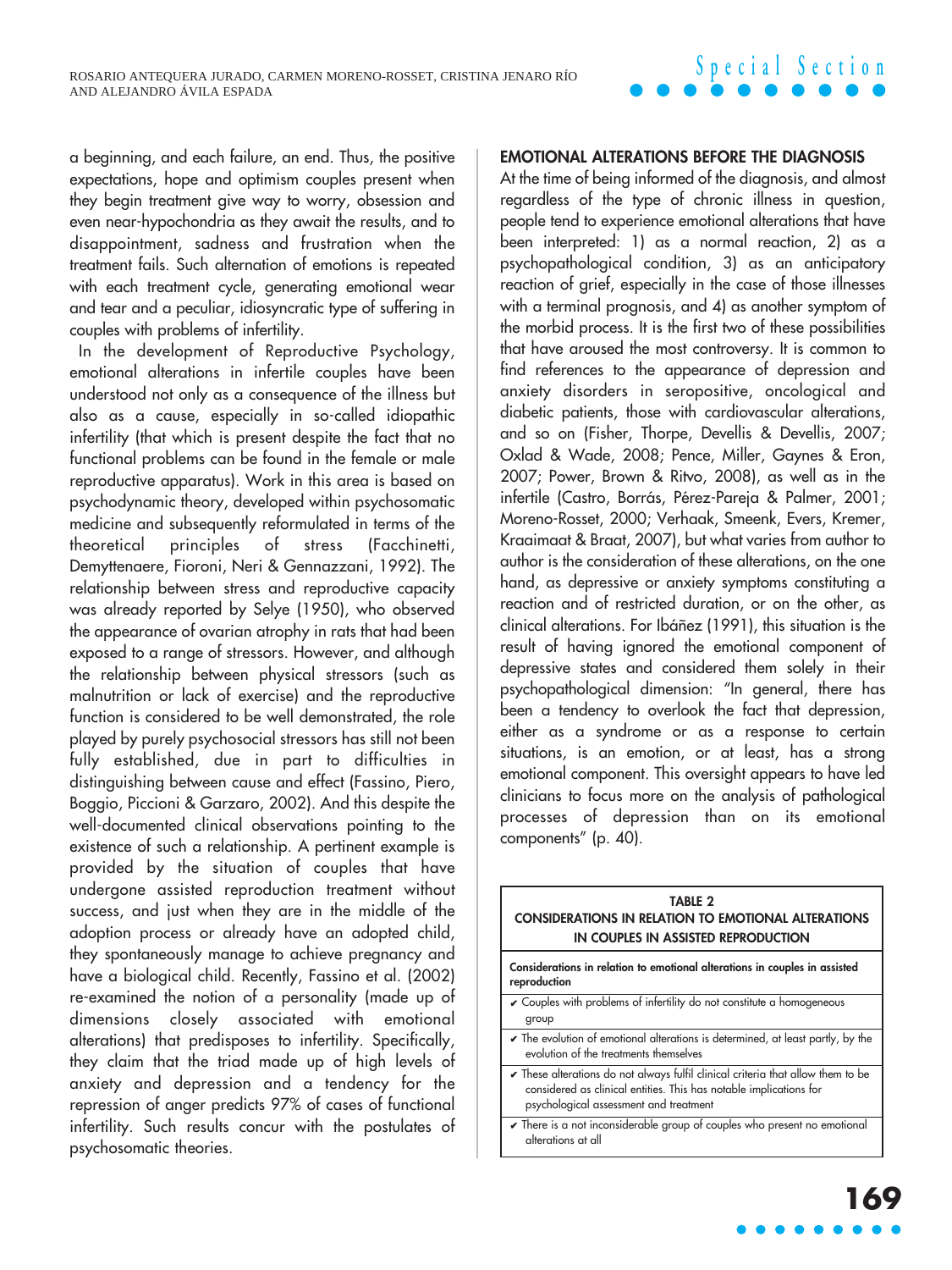a beginning, and each failure, an end. Thus, the positive expectations, hope and optimism couples present when they begin treatment give way to worry, obsession and even near-hypochondria as they await the results, and to disappointment, sadness and frustration when the treatment fails. Such alternation of emotions is repeated with each treatment cycle, generating emotional wear and tear and a peculiar, idiosyncratic type of suffering in couples with problems of infertility.

In the development of Reproductive Psychology, emotional alterations in infertile couples have been understood not only as a consequence of the illness but also as a cause, especially in so-called idiopathic infertility (that which is present despite the fact that no functional problems can be found in the female or male reproductive apparatus). Work in this area is based on psychodynamic theory, developed within psychosomatic medicine and subsequently reformulated in terms of the theoretical principles of stress (Facchinetti, Demyttenaere, Fioroni, Neri & Gennazzani, 1992). The relationship between stress and reproductive capacity was already reported by Selye (1950), who observed the appearance of ovarian atrophy in rats that had been exposed to a range of stressors. However, and although the relationship between physical stressors (such as malnutrition or lack of exercise) and the reproductive function is considered to be well demonstrated, the role played by purely psychosocial stressors has still not been fully established, due in part to difficulties in distinguishing between cause and effect (Fassino, Piero, Boggio, Piccioni & Garzaro, 2002). And this despite the well-documented clinical observations pointing to the existence of such a relationship. A pertinent example is provided by the situation of couples that have undergone assisted reproduction treatment without success, and just when they are in the middle of the adoption process or already have an adopted child, they spontaneously manage to achieve pregnancy and have a biological child. Recently, Fassino et al. (2002) re-examined the notion of a personality (made up of dimensions closely associated with emotional alterations) that predisposes to infertility. Specifically, they claim that the triad made up of high levels of anxiety and depression and a tendency for the repression of anger predicts 97% of cases of functional infertility. Such results concur with the postulates of psychosomatic theories.

## EMOTIONAL ALTERATIONS BEFORE THE DIAGNOSIS

At the time of being informed of the diagnosis, and almost regardless of the type of chronic illness in question, people tend to experience emotional alterations that have been interpreted: 1) as a normal reaction, 2) as a psychopathological condition, 3) as an anticipatory reaction of grief, especially in the case of those illnesses with a terminal prognosis, and 4) as another symptom of the morbid process. It is the first two of these possibilities that have aroused the most controversy. It is common to find references to the appearance of depression and anxiety disorders in seropositive, oncological and diabetic patients, those with cardiovascular alterations, and so on (Fisher, Thorpe, Devellis & Devellis, 2007; Oxlad & Wade, 2008; Pence, Miller, Gaynes & Eron, 2007; Power, Brown & Ritvo, 2008), as well as in the infertile (Castro, Borrás, Pérez-Pareja & Palmer, 2001; Moreno-Rosset, 2000; Verhaak, Smeenk, Evers, Kremer, Kraaimaat & Braat, 2007), but what varies from author to author is the consideration of these alterations, on the one hand, as depressive or anxiety symptoms constituting a reaction and of restricted duration, or on the other, as clinical alterations. For Ibáñez (1991), this situation is the result of having ignored the emotional component of depressive states and considered them solely in their psychopathological dimension: "In general, there has been a tendency to overlook the fact that depression, either as a syndrome or as a response to certain situations, is an emotion, or at least, has a strong emotional component. This oversight appears to have led clinicians to focus more on the analysis of pathological processes of depression than on its emotional components" (p. 40).

**TABLE 2**
**CONSIDERATIONS IN RELATION TO EMOTIONAL ALTERATIONS IN COUPLES IN ASSISTED REPRODUCTION**

| Considerations in relation to emotional alterations in couples in assisted reproduction |
|---|
| ✔ Couples with problems of infertility do not constitute a homogeneous group |
| ✔ The evolution of emotional alterations is determined, at least partly, by the evolution of the treatments themselves |
| ✔ These alterations do not always fulfil clinical criteria that allow them to be considered as clinical entities. This has notable implications for psychological assessment and treatment |
| ✔ There is a not inconsiderable group of couples who present no emotional alterations at all |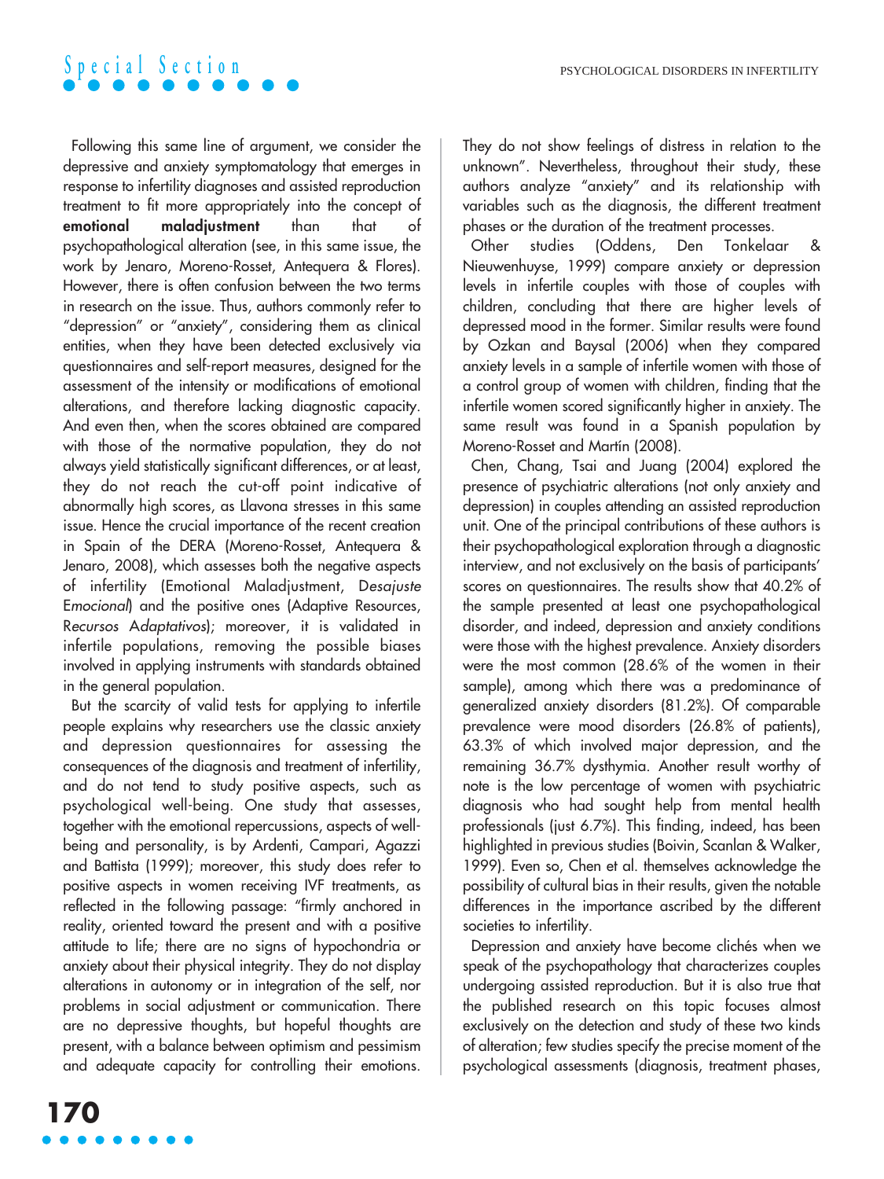Following this same line of argument, we consider the depressive and anxiety symptomatology that emerges in response to infertility diagnoses and assisted reproduction treatment to fit more appropriately into the concept of **emotional maladjustment** than that of psychopathological alteration (see, in this same issue, the work by Jenaro, Moreno-Rosset, Antequera & Flores). However, there is often confusion between the two terms in research on the issue. Thus, authors commonly refer to "depression" or "anxiety", considering them as clinical entities, when they have been detected exclusively via questionnaires and self-report measures, designed for the assessment of the intensity or modifications of emotional alterations, and therefore lacking diagnostic capacity. And even then, when the scores obtained are compared with those of the normative population, they do not always yield statistically significant differences, or at least, they do not reach the cut-off point indicative of abnormally high scores, as Llavona stresses in this same issue. Hence the crucial importance of the recent creation in Spain of the DERA (Moreno-Rosset, Antequera & Jenaro, 2008), which assesses both the negative aspects of infertility (Emotional Maladjustment, D*esajuste* E*mocional*) and the positive ones (Adaptive Resources, R*ecursos* A*daptativos*); moreover, it is validated in infertile populations, removing the possible biases involved in applying instruments with standards obtained in the general population.

But the scarcity of valid tests for applying to infertile people explains why researchers use the classic anxiety and depression questionnaires for assessing the consequences of the diagnosis and treatment of infertility, and do not tend to study positive aspects, such as psychological well-being. One study that assesses, together with the emotional repercussions, aspects of well-being and personality, is by Ardenti, Campari, Agazzi and Battista (1999); moreover, this study does refer to positive aspects in women receiving IVF treatments, as reflected in the following passage: "firmly anchored in reality, oriented toward the present and with a positive attitude to life; there are no signs of hypochondria or anxiety about their physical integrity. They do not display alterations in autonomy or in integration of the self, nor problems in social adjustment or communication. There are no depressive thoughts, but hopeful thoughts are present, with a balance between optimism and pessimism and adequate capacity for controlling their emotions. They do not show feelings of distress in relation to the unknown". Nevertheless, throughout their study, these authors analyze "anxiety" and its relationship with variables such as the diagnosis, the different treatment phases or the duration of the treatment processes.

Other studies (Oddens, Den Tonkelaar & Nieuwenhuyse, 1999) compare anxiety or depression levels in infertile couples with those of couples with children, concluding that there are higher levels of depressed mood in the former. Similar results were found by Ozkan and Baysal (2006) when they compared anxiety levels in a sample of infertile women with those of a control group of women with children, finding that the infertile women scored significantly higher in anxiety. The same result was found in a Spanish population by Moreno-Rosset and Martín (2008).

Chen, Chang, Tsai and Juang (2004) explored the presence of psychiatric alterations (not only anxiety and depression) in couples attending an assisted reproduction unit. One of the principal contributions of these authors is their psychopathological exploration through a diagnostic interview, and not exclusively on the basis of participants' scores on questionnaires. The results show that 40.2% of the sample presented at least one psychopathological disorder, and indeed, depression and anxiety conditions were those with the highest prevalence. Anxiety disorders were the most common (28.6% of the women in their sample), among which there was a predominance of generalized anxiety disorders (81.2%). Of comparable prevalence were mood disorders (26.8% of patients), 63.3% of which involved major depression, and the remaining 36.7% dysthymia. Another result worthy of note is the low percentage of women with psychiatric diagnosis who had sought help from mental health professionals (just 6.7%). This finding, indeed, has been highlighted in previous studies (Boivin, Scanlan & Walker, 1999). Even so, Chen et al. themselves acknowledge the possibility of cultural bias in their results, given the notable differences in the importance ascribed by the different societies to infertility.

Depression and anxiety have become clichés when we speak of the psychopathology that characterizes couples undergoing assisted reproduction. But it is also true that the published research on this topic focuses almost exclusively on the detection and study of these two kinds of alteration; few studies specify the precise moment of the psychological assessments (diagnosis, treatment phases,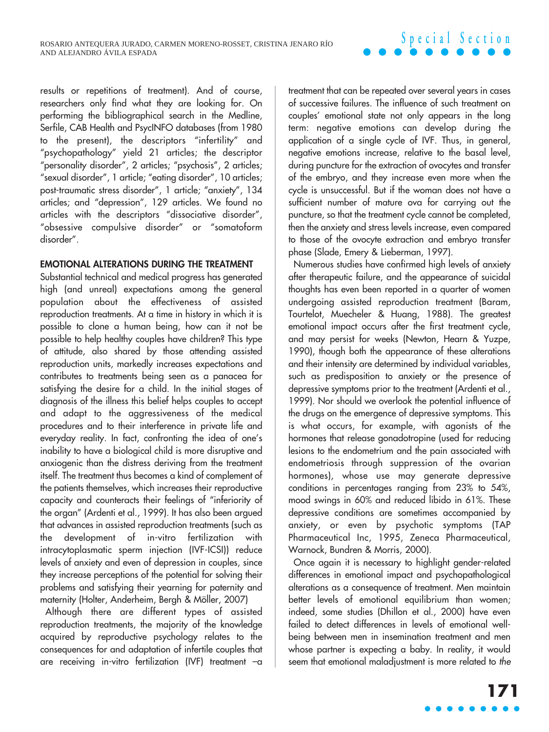results or repetitions of treatment). And of course, researchers only find what they are looking for. On performing the bibliographical search in the Medline, Serfile, CAB Health and PsycINFO databases (from 1980 to the present), the descriptors "infertility" and "psychopathology" yield 21 articles; the descriptor "personality disorder", 2 articles; "psychosis", 2 articles; "sexual disorder", 1 article; "eating disorder", 10 articles; post-traumatic stress disorder", 1 article; "anxiety", 134 articles; and "depression", 129 articles. We found no articles with the descriptors "dissociative disorder", "obsessive compulsive disorder" or "somatoform disorder".

## EMOTIONAL ALTERATIONS DURING THE TREATMENT

Substantial technical and medical progress has generated high (and unreal) expectations among the general population about the effectiveness of assisted reproduction treatments. At a time in history in which it is possible to clone a human being, how can it not be possible to help healthy couples have children? This type of attitude, also shared by those attending assisted reproduction units, markedly increases expectations and contributes to treatments being seen as a panacea for satisfying the desire for a child. In the initial stages of diagnosis of the illness this belief helps couples to accept and adapt to the aggressiveness of the medical procedures and to their interference in private life and everyday reality. In fact, confronting the idea of one's inability to have a biological child is more disruptive and anxiogenic than the distress deriving from the treatment itself. The treatment thus becomes a kind of complement of the patients themselves, which increases their reproductive capacity and counteracts their feelings of "inferiority of the organ" (Ardenti et al., 1999). It has also been argued that advances in assisted reproduction treatments (such as the development of in-vitro fertilization with intracytoplasmatic sperm injection (IVF-ICSI)) reduce levels of anxiety and even of depression in couples, since they increase perceptions of the potential for solving their problems and satisfying their yearning for paternity and maternity (Holter, Anderheim, Bergh & Möller, 2007)

Although there are different types of assisted reproduction treatments, the majority of the knowledge acquired by reproductive psychology relates to the consequences for and adaptation of infertile couples that are receiving in-vitro fertilization (IVF) treatment –a treatment that can be repeated over several years in cases of successive failures. The influence of such treatment on couples' emotional state not only appears in the long term: negative emotions can develop during the application of a single cycle of IVF. Thus, in general, negative emotions increase, relative to the basal level, during puncture for the extraction of ovocytes and transfer of the embryo, and they increase even more when the cycle is unsuccessful. But if the woman does not have a sufficient number of mature ova for carrying out the puncture, so that the treatment cycle cannot be completed, then the anxiety and stress levels increase, even compared to those of the ovocyte extraction and embryo transfer phase (Slade, Emery & Lieberman, 1997).

Numerous studies have confirmed high levels of anxiety after therapeutic failure, and the appearance of suicidal thoughts has even been reported in a quarter of women undergoing assisted reproduction treatment (Baram, Tourtelot, Muecheler & Huang, 1988). The greatest emotional impact occurs after the first treatment cycle, and may persist for weeks (Newton, Hearn & Yuzpe, 1990), though both the appearance of these alterations and their intensity are determined by individual variables, such as predisposition to anxiety or the presence of depressive symptoms prior to the treatment (Ardenti et al., 1999). Nor should we overlook the potential influence of the drugs on the emergence of depressive symptoms. This is what occurs, for example, with agonists of the hormones that release gonadotropine (used for reducing lesions to the endometrium and the pain associated with endometriosis through suppression of the ovarian hormones), whose use may generate depressive conditions in percentages ranging from 23% to 54%, mood swings in 60% and reduced libido in 61%. These depressive conditions are sometimes accompanied by anxiety, or even by psychotic symptoms (TAP Pharmaceutical Inc, 1995, Zeneca Pharmaceutical, Warnock, Bundren & Morris, 2000).

Once again it is necessary to highlight gender-related differences in emotional impact and psychopathological alterations as a consequence of treatment. Men maintain better levels of emotional equilibrium than women; indeed, some studies (Dhillon et al., 2000) have even failed to detect differences in levels of emotional well-being between men in insemination treatment and men whose partner is expecting a baby. In reality, it would seem that emotional maladjustment is more related to *the*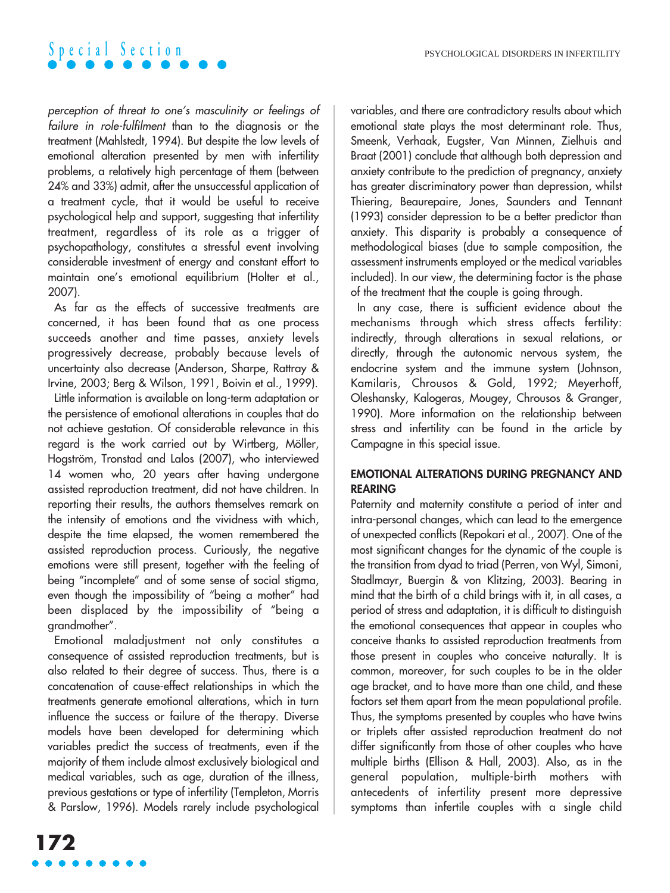*perception of threat to one's masculinity or feelings of failure in role-fulfilment* than to the diagnosis or the treatment (Mahlstedt, 1994). But despite the low levels of emotional alteration presented by men with infertility problems, a relatively high percentage of them (between 24% and 33%) admit, after the unsuccessful application of a treatment cycle, that it would be useful to receive psychological help and support, suggesting that infertility treatment, regardless of its role as a trigger of psychopathology, constitutes a stressful event involving considerable investment of energy and constant effort to maintain one's emotional equilibrium (Holter et al., 2007).

As far as the effects of successive treatments are concerned, it has been found that as one process succeeds another and time passes, anxiety levels progressively decrease, probably because levels of uncertainty also decrease (Anderson, Sharpe, Rattray & Irvine, 2003; Berg & Wilson, 1991, Boivin et al., 1999).

Little information is available on long-term adaptation or the persistence of emotional alterations in couples that do not achieve gestation. Of considerable relevance in this regard is the work carried out by Wirtberg, Möller, Hogström, Tronstad and Lalos (2007), who interviewed 14 women who, 20 years after having undergone assisted reproduction treatment, did not have children. In reporting their results, the authors themselves remark on the intensity of emotions and the vividness with which, despite the time elapsed, the women remembered the assisted reproduction process. Curiously, the negative emotions were still present, together with the feeling of being "incomplete" and of some sense of social stigma, even though the impossibility of "being a mother" had been displaced by the impossibility of "being a grandmother".

Emotional maladjustment not only constitutes a consequence of assisted reproduction treatments, but is also related to their degree of success. Thus, there is a concatenation of cause-effect relationships in which the treatments generate emotional alterations, which in turn influence the success or failure of the therapy. Diverse models have been developed for determining which variables predict the success of treatments, even if the majority of them include almost exclusively biological and medical variables, such as age, duration of the illness, previous gestations or type of infertility (Templeton, Morris & Parslow, 1996). Models rarely include psychological variables, and there are contradictory results about which emotional state plays the most determinant role. Thus, Smeenk, Verhaak, Eugster, Van Minnen, Zielhuis and Braat (2001) conclude that although both depression and anxiety contribute to the prediction of pregnancy, anxiety has greater discriminatory power than depression, whilst Thiering, Beaurepaire, Jones, Saunders and Tennant (1993) consider depression to be a better predictor than anxiety. This disparity is probably a consequence of methodological biases (due to sample composition, the assessment instruments employed or the medical variables included). In our view, the determining factor is the phase of the treatment that the couple is going through.

In any case, there is sufficient evidence about the mechanisms through which stress affects fertility: indirectly, through alterations in sexual relations, or directly, through the autonomic nervous system, the endocrine system and the immune system (Johnson, Kamilaris, Chrousos & Gold, 1992; Meyerhoff, Oleshansky, Kalogeras, Mougey, Chrousos & Granger, 1990). More information on the relationship between stress and infertility can be found in the article by Campagne in this special issue.

## EMOTIONAL ALTERATIONS DURING PREGNANCY AND REARING

Paternity and maternity constitute a period of inter and intra-personal changes, which can lead to the emergence of unexpected conflicts (Repokari et al., 2007). One of the most significant changes for the dynamic of the couple is the transition from dyad to triad (Perren, von Wyl, Simoni, Stadlmayr, Buergin & von Klitzing, 2003). Bearing in mind that the birth of a child brings with it, in all cases, a period of stress and adaptation, it is difficult to distinguish the emotional consequences that appear in couples who conceive thanks to assisted reproduction treatments from those present in couples who conceive naturally. It is common, moreover, for such couples to be in the older age bracket, and to have more than one child, and these factors set them apart from the mean populational profile. Thus, the symptoms presented by couples who have twins or triplets after assisted reproduction treatment do not differ significantly from those of other couples who have multiple births (Ellison & Hall, 2003). Also, as in the general population, multiple-birth mothers with antecedents of infertility present more depressive symptoms than infertile couples with a single child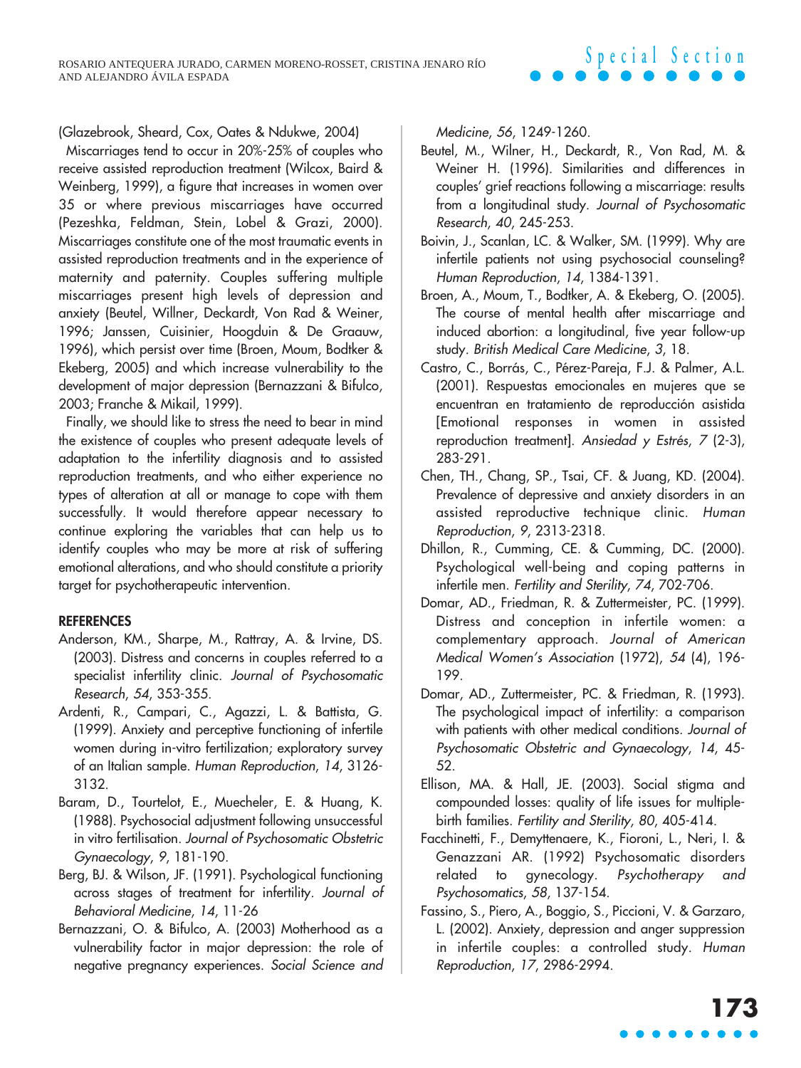(Glazebrook, Sheard, Cox, Oates & Ndukwe, 2004)

Miscarriages tend to occur in 20%-25% of couples who receive assisted reproduction treatment (Wilcox, Baird & Weinberg, 1999), a figure that increases in women over 35 or where previous miscarriages have occurred (Pezeshka, Feldman, Stein, Lobel & Grazi, 2000). Miscarriages constitute one of the most traumatic events in assisted reproduction treatments and in the experience of maternity and paternity. Couples suffering multiple miscarriages present high levels of depression and anxiety (Beutel, Willner, Deckardt, Von Rad & Weiner, 1996; Janssen, Cuisinier, Hoogduin & De Graauw, 1996), which persist over time (Broen, Moum, Bodtker & Ekeberg, 2005) and which increase vulnerability to the development of major depression (Bernazzani & Bifulco, 2003; Franche & Mikail, 1999).

Finally, we should like to stress the need to bear in mind the existence of couples who present adequate levels of adaptation to the infertility diagnosis and to assisted reproduction treatments, and who either experience no types of alteration at all or manage to cope with them successfully. It would therefore appear necessary to continue exploring the variables that can help us to identify couples who may be more at risk of suffering emotional alterations, and who should constitute a priority target for psychotherapeutic intervention.

## REFERENCES

Anderson, KM., Sharpe, M., Rattray, A. & Irvine, DS. (2003). Distress and concerns in couples referred to a specialist infertility clinic. *Journal of Psychosomatic Research*, *54*, 353-355.

Ardenti, R., Campari, C., Agazzi, L. & Battista, G. (1999). Anxiety and perceptive functioning of infertile women during in-vitro fertilization; exploratory survey of an Italian sample. *Human Reproduction*, *14*, 3126-3132.

Baram, D., Tourtelot, E., Muecheler, E. & Huang, K. (1988). Psychosocial adjustment following unsuccessful in vitro fertilisation. *Journal of Psychosomatic Obstetric Gynaecology*, *9*, 181-190.

Berg, BJ. & Wilson, JF. (1991). Psychological functioning across stages of treatment for infertility. *Journal of Behavioral Medicine*, *14*, 11-26

Bernazzani, O. & Bifulco, A. (2003) Motherhood as a vulnerability factor in major depression: the role of negative pregnancy experiences. *Social Science and Medicine*, *56*, 1249-1260.

Beutel, M., Wilner, H., Deckardt, R., Von Rad, M. & Weiner H. (1996). Similarities and differences in couples' grief reactions following a miscarriage: results from a longitudinal study. *Journal of Psychosomatic Research*, *40*, 245-253.

Boivin, J., Scanlan, LC. & Walker, SM. (1999). Why are infertile patients not using psychosocial counseling? *Human Reproduction*, *14*, 1384-1391.

Broen, A., Moum, T., Bodtker, A. & Ekeberg, O. (2005). The course of mental health after miscarriage and induced abortion: a longitudinal, five year follow-up study. *British Medical Care Medicine*, *3*, 18.

Castro, C., Borrás, C., Pérez-Pareja, F.J. & Palmer, A.L. (2001). Respuestas emocionales en mujeres que se encuentran en tratamiento de reproducción asistida [Emotional responses in women in assisted reproduction treatment]. *Ansiedad y Estrés*, *7* (2-3), 283-291.

Chen, TH., Chang, SP., Tsai, CF. & Juang, KD. (2004). Prevalence of depressive and anxiety disorders in an assisted reproductive technique clinic. *Human Reproduction*, *9*, 2313-2318.

Dhillon, R., Cumming, CE. & Cumming, DC. (2000). Psychological well-being and coping patterns in infertile men. *Fertility and Sterility*, *74*, 702-706.

Domar, AD., Friedman, R. & Zuttermeister, PC. (1999). Distress and conception in infertile women: a complementary approach. *Journal of American Medical Women's Association* (1972), *54* (4), 196-199.

Domar, AD., Zuttermeister, PC. & Friedman, R. (1993). The psychological impact of infertility: a comparison with patients with other medical conditions. *Journal of Psychosomatic Obstetric and Gynaecology*, *14*, 45-52.

Ellison, MA. & Hall, JE. (2003). Social stigma and compounded losses: quality of life issues for multiple-birth families. *Fertility and Sterility*, *80*, 405-414.

Facchinetti, F., Demyttenaere, K., Fioroni, L., Neri, I. & Genazzani AR. (1992) Psychosomatic disorders related to gynecology. *Psychotherapy and Psychosomatics*, *58*, 137-154.

Fassino, S., Piero, A., Boggio, S., Piccioni, V. & Garzaro, L. (2002). Anxiety, depression and anger suppression in infertile couples: a controlled study. *Human Reproduction*, *17*, 2986-2994.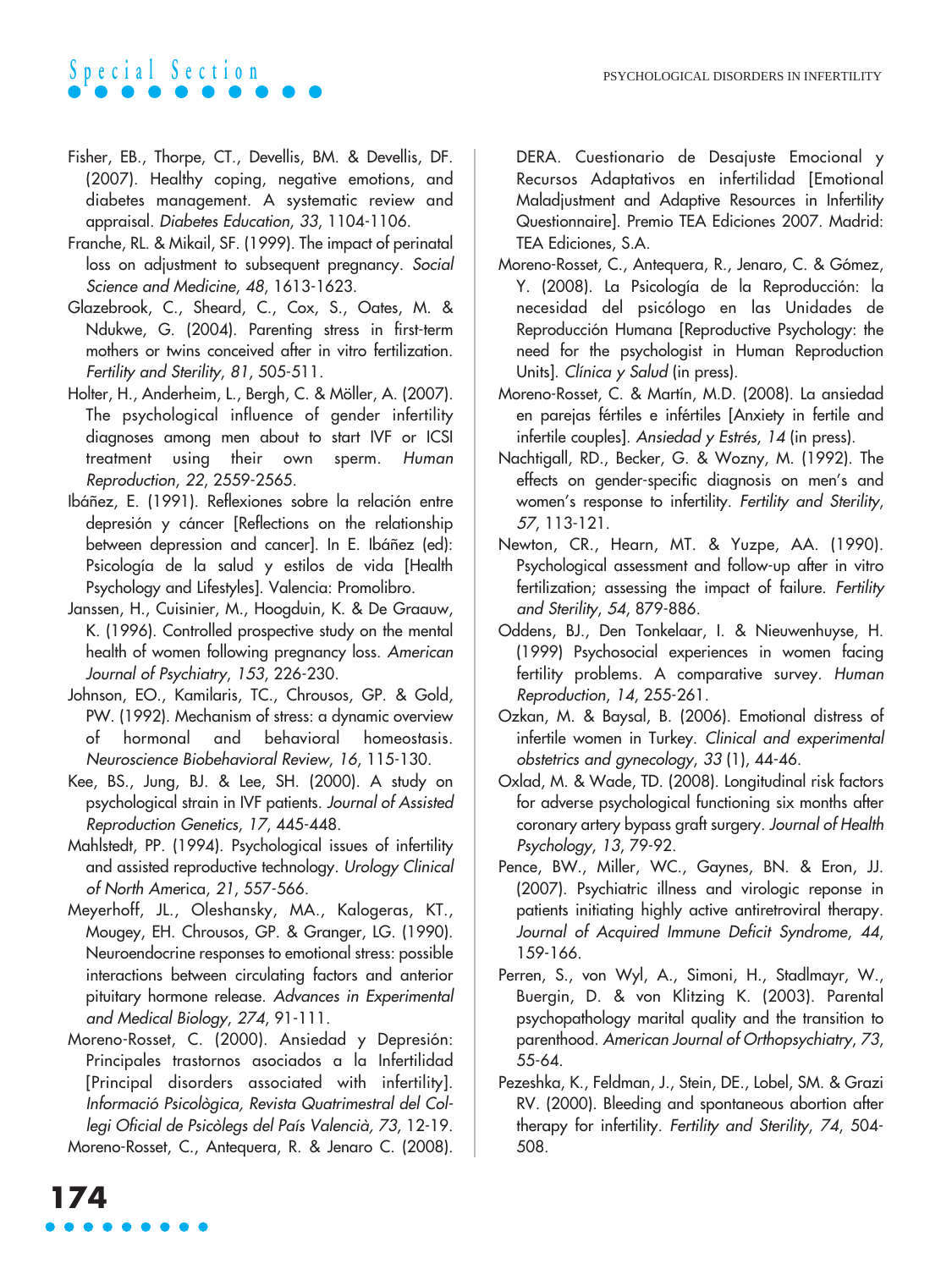Fisher, EB., Thorpe, CT., Devellis, BM. & Devellis, DF. (2007). Healthy coping, negative emotions, and diabetes management. A systematic review and appraisal. *Diabetes Education*, *33*, 1104-1106.

Franche, RL. & Mikail, SF. (1999). The impact of perinatal loss on adjustment to subsequent pregnancy. *Social Science and Medicine*, *48*, 1613-1623.

Glazebrook, C., Sheard, C., Cox, S., Oates, M. & Ndukwe, G. (2004). Parenting stress in first-term mothers or twins conceived after in vitro fertilization. *Fertility and Sterility*, *81*, 505-511.

Holter, H., Anderheim, L., Bergh, C. & Möller, A. (2007). The psychological influence of gender infertility diagnoses among men about to start IVF or ICSI treatment using their own sperm. *Human Reproduction*, *22*, 2559-2565.

Ibáñez, E. (1991). Reflexiones sobre la relación entre depresión y cáncer [Reflections on the relationship between depression and cancer]. In E. Ibáñez (ed): Psicología de la salud y estilos de vida [Health Psychology and Lifestyles]. Valencia: Promolibro.

Janssen, H., Cuisinier, M., Hoogduin, K. & De Graauw, K. (1996). Controlled prospective study on the mental health of women following pregnancy loss. *American Journal of Psychiatry*, *153*, 226-230.

Johnson, EO., Kamilaris, TC., Chrousos, GP. & Gold, PW. (1992). Mechanism of stress: a dynamic overview of hormonal and behavioral homeostasis. *Neuroscience Biobehavioral Review*, *16*, 115-130.

Kee, BS., Jung, BJ. & Lee, SH. (2000). A study on psychological strain in IVF patients. *Journal of Assisted Reproduction Genetics*, *17*, 445-448.

Mahlstedt, PP. (1994). Psychological issues of infertility and assisted reproductive technology. *Urology Clinical of North America*, *21*, 557-566.

Meyerhoff, JL., Oleshansky, MA., Kalogeras, KT., Mougey, EH. Chrousos, GP. & Granger, LG. (1990). Neuroendocrine responses to emotional stress: possible interactions between circulating factors and anterior pituitary hormone release. *Advances in Experimental and Medical Biology*, *274*, 91-111.

Moreno-Rosset, C. (2000). Ansiedad y Depresión: Principales trastornos asociados a la Infertilidad [Principal disorders associated with infertility]. *Informació Psicològica, Revista Quatrimestral del Col-legi Oficial de Psicòlegs del País Valencià, 73*, 12-19.

Moreno-Rosset, C., Antequera, R. & Jenaro C. (2008). DERA. Cuestionario de Desajuste Emocional y Recursos Adaptativos en infertilidad [Emotional Maladjustment and Adaptive Resources in Infertility Questionnaire]. Premio TEA Ediciones 2007. Madrid: TEA Ediciones, S.A.

Moreno-Rosset, C., Antequera, R., Jenaro, C. & Gómez, Y. (2008). La Psicología de la Reproducción: la necesidad del psicólogo en las Unidades de Reproducción Humana [Reproductive Psychology: the need for the psychologist in Human Reproduction Units]. *Clínica y Salud* (in press).

Moreno-Rosset, C. & Martín, M.D. (2008). La ansiedad en parejas fértiles e infértiles [Anxiety in fertile and infertile couples]. *Ansiedad y Estrés*, *14* (in press).

Nachtigall, RD., Becker, G. & Wozny, M. (1992). The effects on gender-specific diagnosis on men's and women's response to infertility. *Fertility and Sterility*, *57*, 113-121.

Newton, CR., Hearn, MT. & Yuzpe, AA. (1990). Psychological assessment and follow-up after in vitro fertilization; assessing the impact of failure. *Fertility and Sterility*, *54*, 879-886.

Oddens, BJ., Den Tonkelaar, I. & Nieuwenhuyse, H. (1999) Psychosocial experiences in women facing fertility problems. A comparative survey. *Human Reproduction*, *14*, 255-261.

Ozkan, M. & Baysal, B. (2006). Emotional distress of infertile women in Turkey. *Clinical and experimental obstetrics and gynecology*, *33* (1), 44-46.

Oxlad, M. & Wade, TD. (2008). Longitudinal risk factors for adverse psychological functioning six months after coronary artery bypass graft surgery. *Journal of Health Psychology*, *13*, 79-92.

Pence, BW., Miller, WC., Gaynes, BN. & Eron, JJ. (2007). Psychiatric illness and virologic reponse in patients initiating highly active antiretroviral therapy. *Journal of Acquired Immune Deficit Syndrome*, *44*, 159-166.

Perren, S., von Wyl, A., Simoni, H., Stadlmayr, W., Buergin, D. & von Klitzing K. (2003). Parental psychopathology marital quality and the transition to parenthood. *American Journal of Orthopsychiatry*, *73*, 55-64.

Pezeshka, K., Feldman, J., Stein, DE., Lobel, SM. & Grazi RV. (2000). Bleeding and spontaneous abortion after therapy for infertility. *Fertility and Sterility*, *74*, 504-508.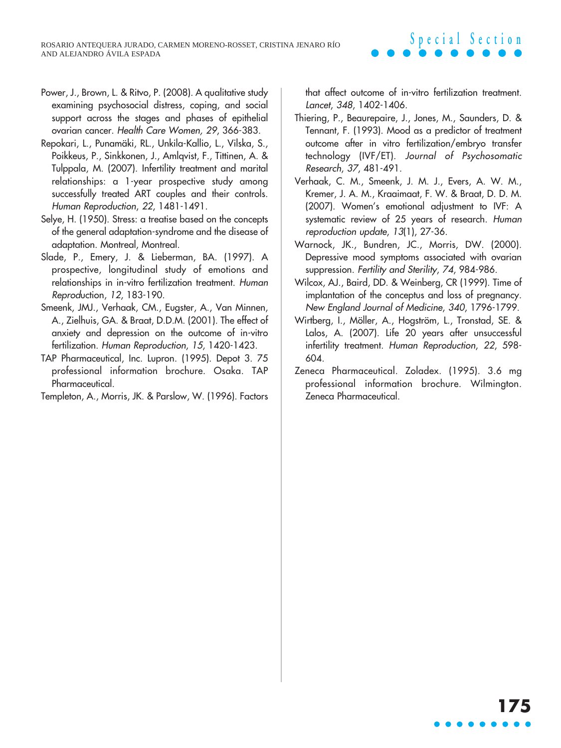Power, J., Brown, L. & Ritvo, P. (2008). A qualitative study examining psychosocial distress, coping, and social support across the stages and phases of epithelial ovarian cancer. *Health Care Women, 29*, 366-383.

Repokari, L., Punamäki, RL., Unkila-Kallio, L., Vilska, S., Poikkeus, P., Sinkkonen, J., Amlqvist, F., Tittinen, A. & Tulppala, M. (2007). Infertility treatment and marital relationships: a 1-year prospective study among successfully treated ART couples and their controls. *Human Reproduction*, *22*, 1481-1491.

Selye, H. (1950). Stress: a treatise based on the concepts of the general adaptation-syndrome and the disease of adaptation. Montreal, Montreal.

Slade, P., Emery, J. & Lieberman, BA. (1997). A prospective, longitudinal study of emotions and relationships in in-vitro fertilization treatment. *Human Reprod*uction, *12*, 183-190.

Smeenk, JMJ., Verhaak, CM., Eugster, A., Van Minnen, A., Zielhuis, GA. & Braat, D.D.M. (2001). The effect of anxiety and depression on the outcome of in-vitro fertilization. *Human Reproduction*, *15*, 1420-1423.

TAP Pharmaceutical, Inc. Lupron. (1995). Depot 3. 75 professional information brochure. Osaka. TAP Pharmaceutical.

Templeton, A., Morris, JK. & Parslow, W. (1996). Factors that affect outcome of in-vitro fertilization treatment. *Lancet*, *348*, 1402-1406.

Thiering, P., Beaurepaire, J., Jones, M., Saunders, D. & Tennant, F. (1993). Mood as a predictor of treatment outcome after in vitro fertilization/embryo transfer technology (IVF/ET). *Journal of Psychosomatic Research*, *37*, 481-491.

Verhaak, C. M., Smeenk, J. M. J., Evers, A. W. M., Kremer, J. A. M., Kraaimaat, F. W. & Braat, D. D. M. (2007). Women's emotional adjustment to IVF: A systematic review of 25 years of research. *Human reproduction update*, *13*(1), 27-36.

Warnock, JK., Bundren, JC., Morris, DW. (2000). Depressive mood symptoms associated with ovarian suppression. *Fertility and Sterility*, *74*, 984-986.

Wilcox, AJ., Baird, DD. & Weinberg, CR (1999). Time of implantation of the conceptus and loss of pregnancy. *New England Journal of Medicine*, *340*, 1796-1799.

Wirtberg, I., Möller, A., Hogström, L., Tronstad, SE. & Lalos, A. (2007). Life 20 years after unsuccessful infertility treatment. *Human Reproduction*, *22*, 598-604.

Zeneca Pharmaceutical. Zoladex. (1995). 3.6 mg professional information brochure. Wilmington. Zeneca Pharmaceutical.